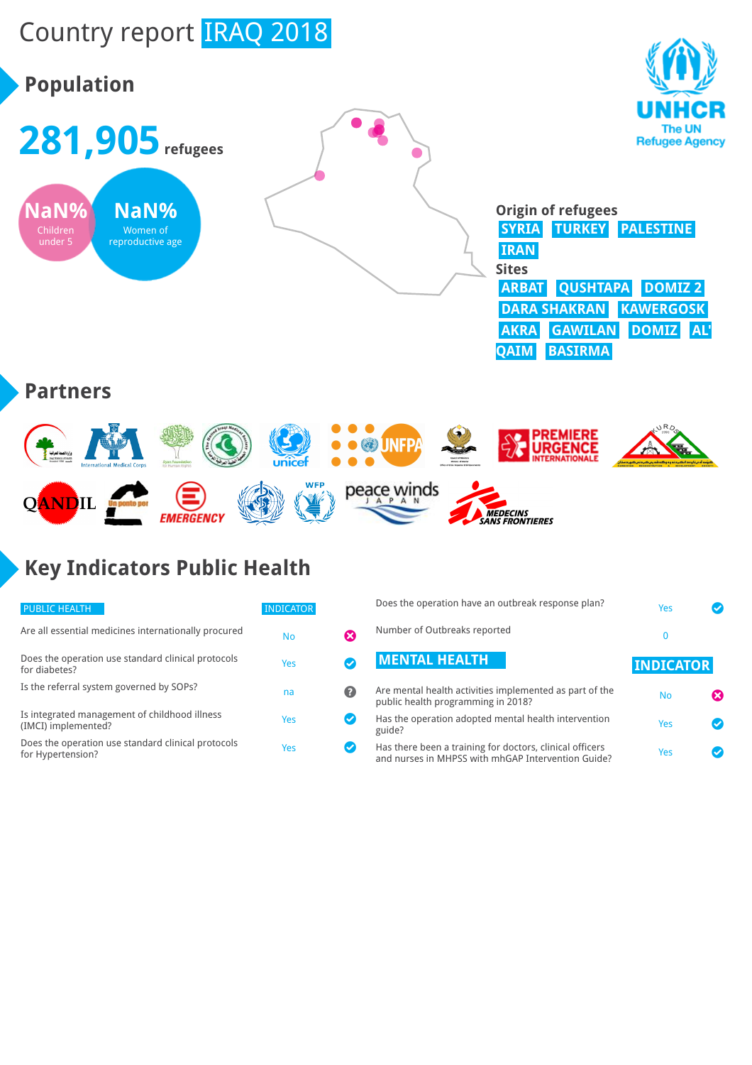# Country report IRAQ 2018

## Population

**281,905** refugees

NaN% Children under 5

NaN% Women of reproductive age

UNHCR The UN Refugee Agency

### Origin of refugees

SYRIA TURKEY PALESTINE IRAN

### Sites

ARBAT QUSHTAPA DOMIZ 2 DARA SHAKRAN KAWERGOSK AKRA GAWILAN DOMIZ AL' QAIM BASIRMA

## Partners

## Key Indicators Public Health

| PUBLIC HEALTH | INDICATOR |
|---|---|
| Are all essential medicines internationally procured | No |
| Does the operation use standard clinical protocols for diabetes? | Yes |
| Is the referral system governed by SOPs? | na |
| Is integrated management of childhood illness (IMCI) implemented? | Yes |
| Does the operation use standard clinical protocols for Hypertension? | Yes |
| Does the operation have an outbreak response plan? | Yes |
| Number of Outbreaks reported | 0 |

| MENTAL HEALTH | INDICATOR |
|---|---|
| Are mental health activities implemented as part of the public health programming in 2018? | No |
| Has the operation adopted mental health intervention guide? | Yes |
| Has there been a training for doctors, clinical officers and nurses in MHPSS with mhGAP Intervention Guide? | Yes |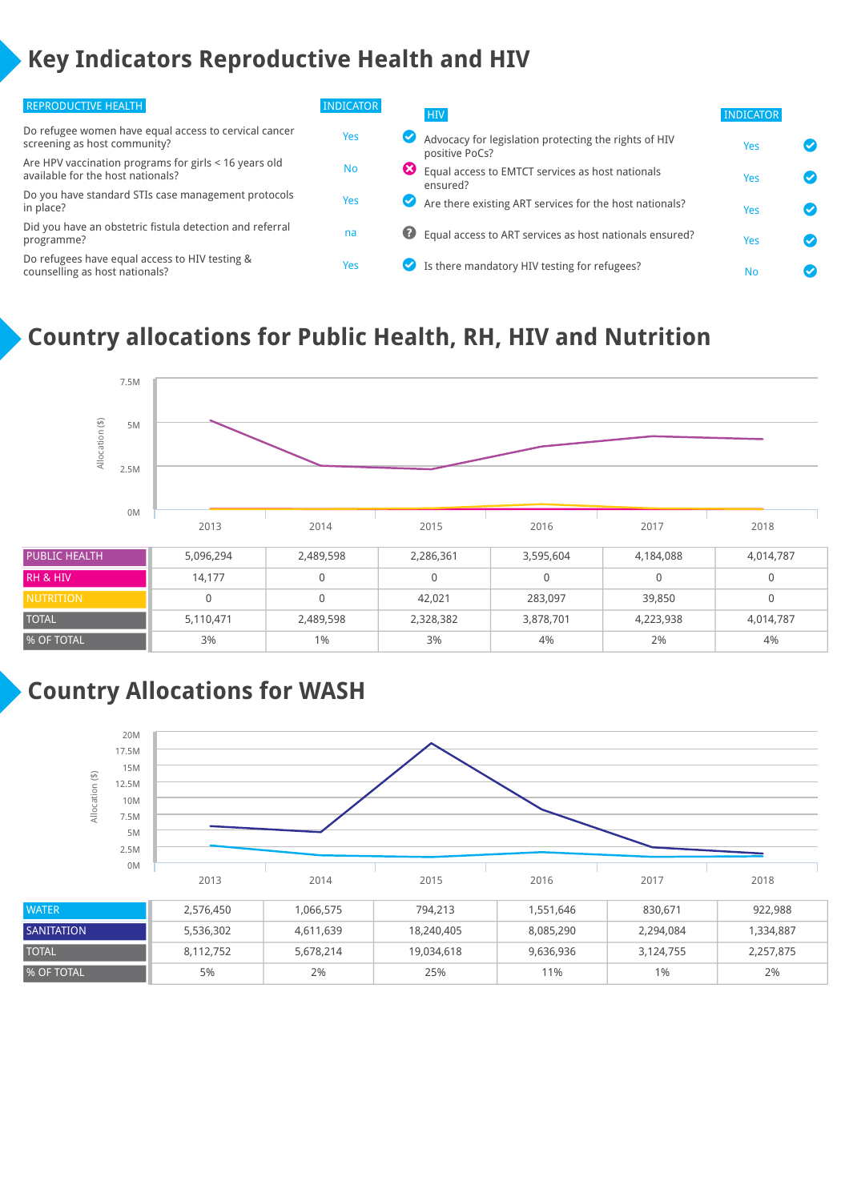# Key Indicators Reproductive Health and HIV

| REPRODUCTIVE HEALTH | INDICATOR |
|---|---|
| Do refugee women have equal access to cervical cancer screening as host community? | Yes |
| Are HPV vaccination programs for girls < 16 years old available for the host nationals? | No |
| Do you have standard STIs case management protocols in place? | Yes |
| Did you have an obstetric fistula detection and referral programme? | na |
| Do refugees have equal access to HIV testing & counselling as host nationals? | Yes |

| HIV | INDICATOR |
|---|---|
| Advocacy for legislation protecting the rights of HIV positive PoCs? | Yes |
| Equal access to EMTCT services as host nationals ensured? | Yes |
| Are there existing ART services for the host nationals? | Yes |
| Equal access to ART services as host nationals ensured? | Yes |
| Is there mandatory HIV testing for refugees? | No |

# Country allocations for Public Health, RH, HIV and Nutrition

Allocation ($)
7.5M
5M
2.5M
0M
2013 2014 2015 2016 2017 2018

| | 2013 | 2014 | 2015 | 2016 | 2017 | 2018 |
|---|---|---|---|---|---|---|
| PUBLIC HEALTH | 5,096,294 | 2,489,598 | 2,286,361 | 3,595,604 | 4,184,088 | 4,014,787 |
| RH & HIV | 14,177 | 0 | 0 | 0 | 0 | 0 |
| NUTRITION | 0 | 0 | 42,021 | 283,097 | 39,850 | 0 |
| TOTAL | 5,110,471 | 2,489,598 | 2,328,382 | 3,878,701 | 4,223,938 | 4,014,787 |
| % OF TOTAL | 3% | 1% | 3% | 4% | 2% | 4% |

# Country Allocations for WASH

Allocation ($)
20M
17.5M
15M
12.5M
10M
7.5M
5M
2.5M
0M
2013 2014 2015 2016 2017 2018

| | 2013 | 2014 | 2015 | 2016 | 2017 | 2018 |
|---|---|---|---|---|---|---|
| WATER | 2,576,450 | 1,066,575 | 794,213 | 1,551,646 | 830,671 | 922,988 |
| SANITATION | 5,536,302 | 4,611,639 | 18,240,405 | 8,085,290 | 2,294,084 | 1,334,887 |
| TOTAL | 8,112,752 | 5,678,214 | 19,034,618 | 9,636,936 | 3,124,755 | 2,257,875 |
| % OF TOTAL | 5% | 2% | 25% | 11% | 1% | 2% |